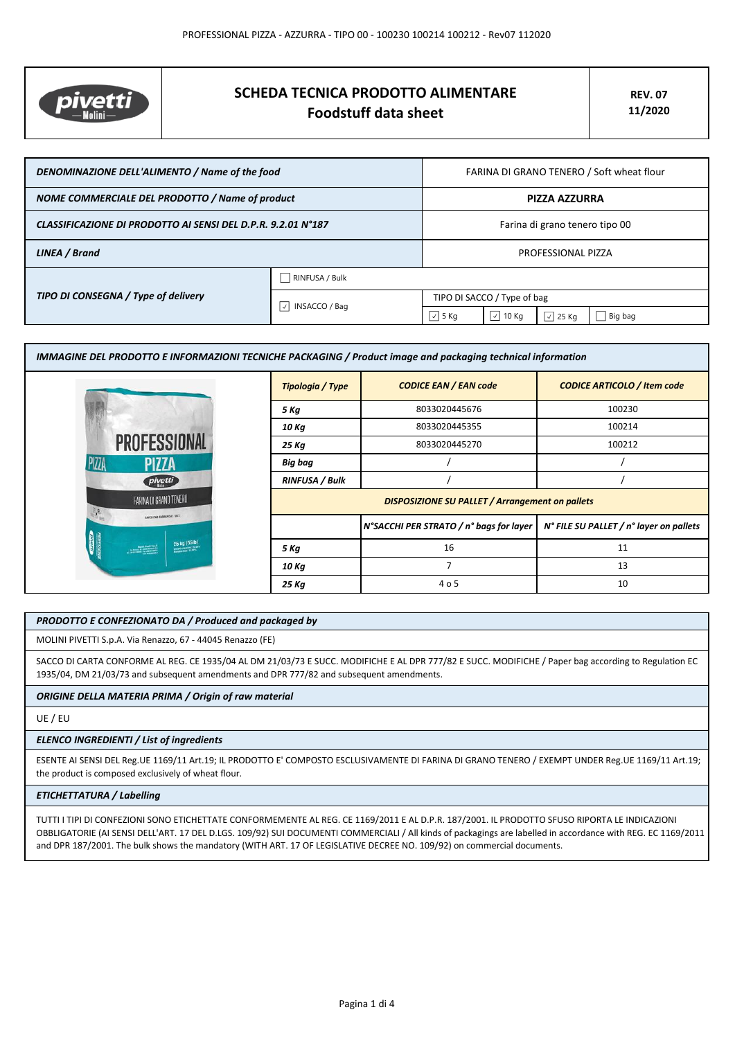# SCHEDA TECNICA PRODOTTO ALIMENTARE
## Foodstuff data sheet

**REV. 07**
**11/2020**

| | | | | | |
|---|---|---|---|---|---|
| ***DENOMINAZIONE DELL'ALIMENTO / Name of the food*** | | FARINA DI GRANO TENERO / Soft wheat flour | | | |
| ***NOME COMMERCIALE DEL PRODOTTO / Name of product*** | | **PIZZA AZZURRA** | | | |
| ***CLASSIFICAZIONE DI PRODOTTO AI SENSI DEL D.P.R. 9.2.01 N°187*** | | Farina di grano tenero tipo 00 | | | |
| ***LINEA / Brand*** | | PROFESSIONAL PIZZA | | | |
| ***TIPO DI CONSEGNA / Type of delivery*** | ☐ RINFUSA / Bulk | | | | |
| | ☑ INSACCO / Bag | TIPO DI SACCO / Type of bag | | | |
| | | ☑ 5 Kg | ☑ 10 Kg | ☑ 25 Kg | ☐ Big bag |

***IMMAGINE DEL PRODOTTO E INFORMAZIONI TECNICHE PACKAGING / Product image and packaging technical information***

| ***Tipologia / Type*** | ***CODICE EAN / EAN code*** | ***CODICE ARTICOLO / Item code*** |
|---|---|---|
| ***5 Kg*** | 8033020445676 | 100230 |
| ***10 Kg*** | 8033020445355 | 100214 |
| ***25 Kg*** | 8033020445270 | 100212 |
| ***Big bag*** | / | / |
| ***RINFUSA / Bulk*** | / | / |
| ***DISPOSIZIONE SU PALLET / Arrangement on pallets*** | | |
| | ***N°SACCHI PER STRATO / n° bags for layer*** | ***N° FILE SU PALLET / n° layer on pallets*** |
| ***5 Kg*** | 16 | 11 |
| ***10 Kg*** | 7 | 13 |
| ***25 Kg*** | 4 o 5 | 10 |

***PRODOTTO E CONFEZIONATO DA / Produced and packaged by***

MOLINI PIVETTI S.p.A. Via Renazzo, 67 - 44045 Renazzo (FE)

SACCO DI CARTA CONFORME AL REG. CE 1935/04 AL DM 21/03/73 E SUCC. MODIFICHE E AL DPR 777/82 E SUCC. MODIFICHE / Paper bag according to Regulation EC 1935/04, DM 21/03/73 and subsequent amendments and DPR 777/82 and subsequent amendments.

***ORIGINE DELLA MATERIA PRIMA / Origin of raw material***

UE / EU

***ELENCO INGREDIENTI / List of ingredients***

ESENTE AI SENSI DEL Reg.UE 1169/11 Art.19; IL PRODOTTO E' COMPOSTO ESCLUSIVAMENTE DI FARINA DI GRANO TENERO / EXEMPT UNDER Reg.UE 1169/11 Art.19; the product is composed exclusively of wheat flour.

***ETICHETTATURA / Labelling***

TUTTI I TIPI DI CONFEZIONI SONO ETICHETTATE CONFORMEMENTE AL REG. CE 1169/2011 E AL D.P.R. 187/2001. IL PRODOTTO SFUSO RIPORTA LE INDICAZIONI OBBLIGATORIE (AI SENSI DELL'ART. 17 DEL D.LGS. 109/92) SUI DOCUMENTI COMMERCIALI / All kinds of packagings are labelled in accordance with REG. EC 1169/2011 and DPR 187/2001. The bulk shows the mandatory (WITH ART. 17 OF LEGISLATIVE DECREE NO. 109/92) on commercial documents.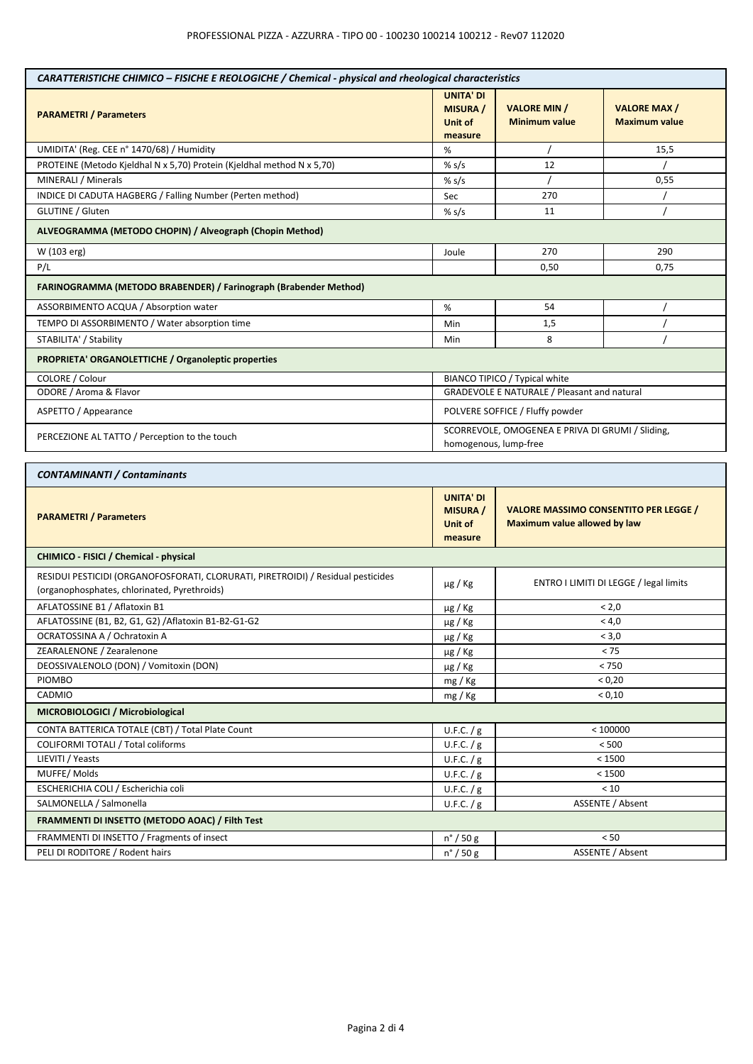| ***CARATTERISTICHE CHIMICO – FISICHE E REOLOGICHE / Chemical - physical and rheological characteristics*** | | | |
|---|---|---|---|
| **PARAMETRI / Parameters** | **UNITA' DI MISURA / Unit of measure** | **VALORE MIN / Minimum value** | **VALORE MAX / Maximum value** |
| UMIDITA' (Reg. CEE n° 1470/68) / Humidity | % | / | 15,5 |
| PROTEINE (Metodo Kjeldhal N x 5,70) Protein (Kjeldhal method N x 5,70) | % s/s | 12 | / |
| MINERALI / Minerals | % s/s | / | 0,55 |
| INDICE DI CADUTA HAGBERG / Falling Number (Perten method) | Sec | 270 | / |
| GLUTINE / Gluten | % s/s | 11 | / |
| **ALVEOGRAMMA (METODO CHOPIN) / Alveograph (Chopin Method)** | | | |
| W (103 erg) | Joule | 270 | 290 |
| P/L | | 0,50 | 0,75 |
| **FARINOGRAMMA (METODO BRABENDER) / Farinograph (Brabender Method)** | | | |
| ASSORBIMENTO ACQUA / Absorption water | % | 54 | / |
| TEMPO DI ASSORBIMENTO / Water absorption time | Min | 1,5 | / |
| STABILITA' / Stability | Min | 8 | / |
| **PROPRIETA' ORGANOLETTICHE / Organoleptic properties** | | | |
| COLORE / Colour | BIANCO TIPICO / Typical white | | |
| ODORE / Aroma & Flavor | GRADEVOLE E NATURALE / Pleasant and natural | | |
| ASPETTO / Appearance | POLVERE SOFFICE / Fluffy powder | | |
| PERCEZIONE AL TATTO / Perception to the touch | SCORREVOLE, OMOGENEA E PRIVA DI GRUMI / Sliding, homogenous, lump-free | | |

| ***CONTAMINANTI / Contaminants*** | | |
|---|---|---|
| **PARAMETRI / Parameters** | **UNITA' DI MISURA / Unit of measure** | **VALORE MASSIMO CONSENTITO PER LEGGE / Maximum value allowed by law** |
| **CHIMICO - FISICI / Chemical - physical** | | |
| RESIDUI PESTICIDI (ORGANOFOSFORATI, CLORURATI, PIRETROIDI) / Residual pesticides (organophosphates, chlorinated, Pyrethroids) | µg / Kg | ENTRO I LIMITI DI LEGGE / legal limits |
| AFLATOSSINE B1 / Aflatoxin B1 | µg / Kg | < 2,0 |
| AFLATOSSINE (B1, B2, G1, G2) /Aflatoxin B1-B2-G1-G2 | µg / Kg | < 4,0 |
| OCRATOSSINA A / Ochratoxin A | µg / Kg | < 3,0 |
| ZEARALENONE / Zearalenone | µg / Kg | < 75 |
| DEOSSIVALENOLO (DON) / Vomitoxin (DON) | µg / Kg | < 750 |
| PIOMBO | mg / Kg | < 0,20 |
| CADMIO | mg / Kg | < 0,10 |
| **MICROBIOLOGICI / Microbiological** | | |
| CONTA BATTERICA TOTALE (CBT) / Total Plate Count | U.F.C. / g | < 100000 |
| COLIFORMI TOTALI / Total coliforms | U.F.C. / g | < 500 |
| LIEVITI / Yeasts | U.F.C. / g | < 1500 |
| MUFFE/ Molds | U.F.C. / g | < 1500 |
| ESCHERICHIA COLI / Escherichia coli | U.F.C. / g | < 10 |
| SALMONELLA / Salmonella | U.F.C. / g | ASSENTE / Absent |
| **FRAMMENTI DI INSETTO (METODO AOAC) / Filth Test** | | |
| FRAMMENTI DI INSETTO / Fragments of insect | n° / 50 g | < 50 |
| PELI DI RODITORE / Rodent hairs | n° / 50 g | ASSENTE / Absent |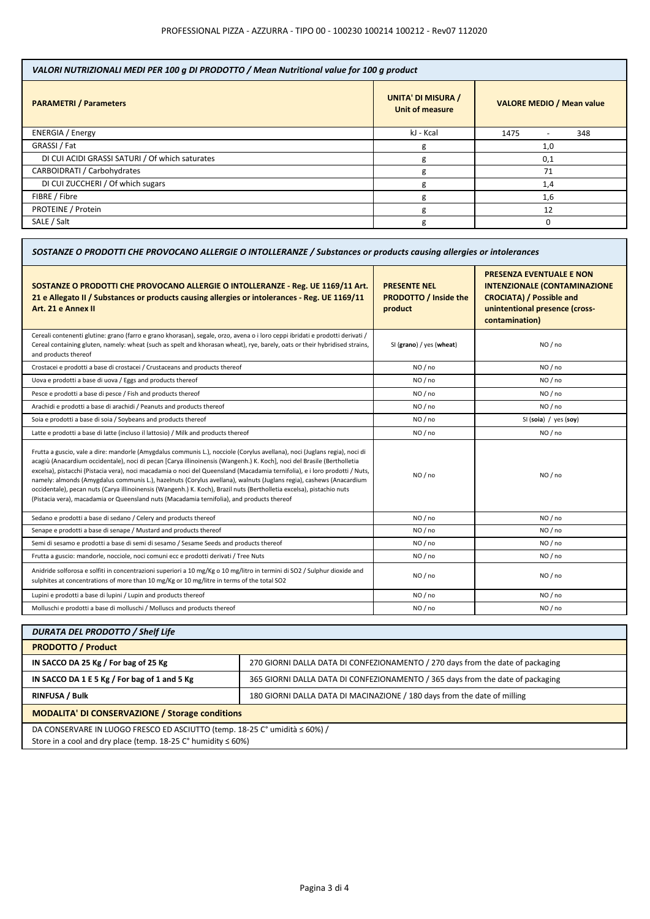## VALORI NUTRIZIONALI MEDI PER 100 g DI PRODOTTO / Mean Nutritional value for 100 g product

| PARAMETRI / Parameters | UNITA' DI MISURA / Unit of measure | VALORE MEDIO / Mean value |
|---|---|---|
| ENERGIA / Energy | kJ - Kcal | 1475 - 348 |
| GRASSI / Fat | g | 1,0 |
| DI CUI ACIDI GRASSI SATURI / Of which saturates | g | 0,1 |
| CARBOIDRATI / Carbohydrates | g | 71 |
| DI CUI ZUCCHERI / Of which sugars | g | 1,4 |
| FIBRE / Fibre | g | 1,6 |
| PROTEINE / Protein | g | 12 |
| SALE / Salt | g | 0 |

## SOSTANZE O PRODOTTI CHE PROVOCANO ALLERGIE O INTOLLERANZE / Substances or products causing allergies or intolerances

| SOSTANZE O PRODOTTI CHE PROVOCANO ALLERGIE O INTOLLERANZE - Reg. UE 1169/11 Art. 21 e Allegato II / Substances or products causing allergies or intolerances - Reg. UE 1169/11 Art. 21 e Annex II | PRESENTE NEL PRODOTTO / Inside the product | PRESENZA EVENTUALE E NON INTENZIONALE (CONTAMINAZIONE CROCIATA) / Possible and unintentional presence (cross-contamination) |
|---|---|---|
| Cereali contenenti glutine: grano (farro e grano khorasan), segale, orzo, avena o i loro ceppi ibridati e prodotti derivati / Cereal containing gluten, namely: wheat (such as spelt and khorasan wheat), rye, barely, oats or their hybridised strains, and products thereof | SI (**grano**) / yes (**wheat**) | NO / no |
| Crostacei e prodotti a base di crostacei / Crustaceans and products thereof | NO / no | NO / no |
| Uova e prodotti a base di uova / Eggs and products thereof | NO / no | NO / no |
| Pesce e prodotti a base di pesce / Fish and products thereof | NO / no | NO / no |
| Arachidi e prodotti a base di arachidi / Peanuts and products thereof | NO / no | NO / no |
| Soia e prodotti a base di soia / Soybeans and products thereof | NO / no | SI (**soia**) / yes (**soy**) |
| Latte e prodotti a base di latte (incluso il lattosio) / Milk and products thereof | NO / no | NO / no |
| Frutta a guscio, vale a dire: mandorle (Amygdalus communis L.), nocciole (Corylus avellana), noci (Juglans regia), noci di acagiù (Anacardium occidentale), noci di pecan [Carya illinoinensis (Wangenh.) K. Koch], noci del Brasile (Bertholletia excelsa), pistacchi (Pistacia vera), noci macadamia o noci del Queensland (Macadamia ternifolia), e i loro prodotti / Nuts, namely: almonds (Amygdalus communis L.), hazelnuts (Corylus avellana), walnuts (Juglans regia), cashews (Anacardium occidentale), pecan nuts (Carya illinoinensis (Wangenh.) K. Koch), Brazil nuts (Bertholletia excelsa), pistachio nuts (Pistacia vera), macadamia or Queensland nuts (Macadamia ternifolia), and products thereof | NO / no | NO / no |
| Sedano e prodotti a base di sedano / Celery and products thereof | NO / no | NO / no |
| Senape e prodotti a base di senape / Mustard and products thereof | NO / no | NO / no |
| Semi di sesamo e prodotti a base di semi di sesamo / Sesame Seeds and products thereof | NO / no | NO / no |
| Frutta a guscio: mandorle, nocciole, noci comuni ecc e prodotti derivati / Tree Nuts | NO / no | NO / no |
| Anidride solforosa e solfiti in concentrazioni superiori a 10 mg/Kg o 10 mg/litro in termini di SO2 / Sulphur dioxide and sulphites at concentrations of more than 10 mg/Kg or 10 mg/litre in terms of the total SO2 | NO / no | NO / no |
| Lupini e prodotti a base di lupini / Lupin and products thereof | NO / no | NO / no |
| Molluschi e prodotti a base di molluschi / Molluscs and products thereof | NO / no | NO / no |

## DURATA DEL PRODOTTO / Shelf Life

| PRODOTTO / Product | |
|---|---|
| **IN SACCO DA 25 Kg / For bag of 25 Kg** | 270 GIORNI DALLA DATA DI CONFEZIONAMENTO / 270 days from the date of packaging |
| **IN SACCO DA 1 E 5 Kg / For bag of 1 and 5 Kg** | 365 GIORNI DALLA DATA DI CONFEZIONAMENTO / 365 days from the date of packaging |
| **RINFUSA / Bulk** | 180 GIORNI DALLA DATA DI MACINAZIONE / 180 days from the date of milling |

**MODALITA' DI CONSERVAZIONE / Storage conditions**

DA CONSERVARE IN LUOGO FRESCO ED ASCIUTTO (temp. 18-25 C° umidità ≤ 60%) /
Store in a cool and dry place (temp. 18-25 C° humidity ≤ 60%)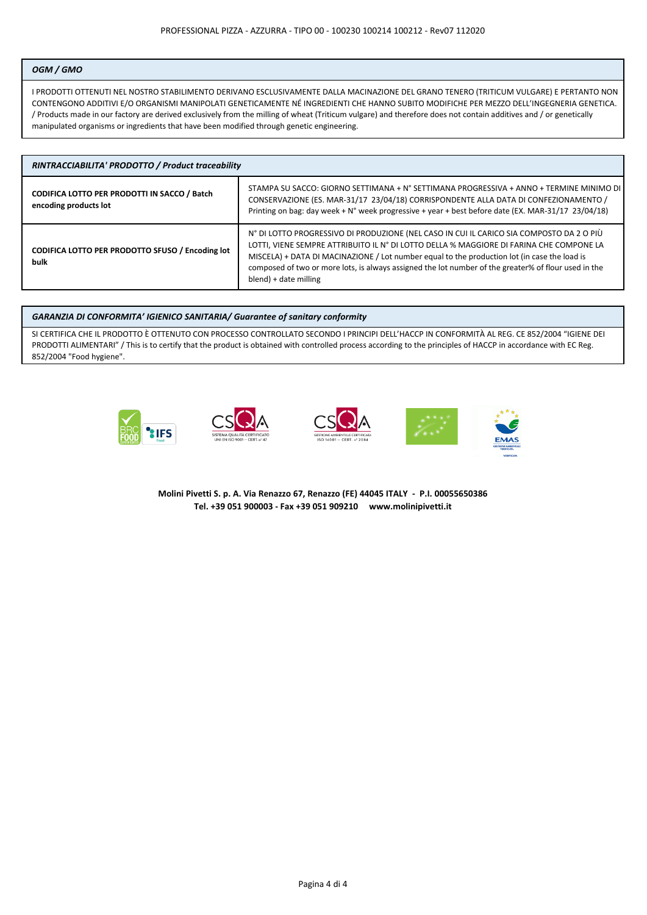## *OGM / GMO*

I PRODOTTI OTTENUTI NEL NOSTRO STABILIMENTO DERIVANO ESCLUSIVAMENTE DALLA MACINAZIONE DEL GRANO TENERO (TRITICUM VULGARE) E PERTANTO NON CONTENGONO ADDITIVI E/O ORGANISMI MANIPOLATI GENETICAMENTE NÉ INGREDIENTI CHE HANNO SUBITO MODIFICHE PER MEZZO DELL'INGEGNERIA GENETICA. / Products made in our factory are derived exclusively from the milling of wheat (Triticum vulgare) and therefore does not contain additives and / or genetically manipulated organisms or ingredients that have been modified through genetic engineering.

| *RINTRACCIABILITA' PRODOTTO / Product traceability* | |
|---|---|
| **CODIFICA LOTTO PER PRODOTTI IN SACCO / Batch encoding products lot** | STAMPA SU SACCO: GIORNO SETTIMANA + N° SETTIMANA PROGRESSIVA + ANNO + TERMINE MINIMO DI CONSERVAZIONE (ES. MAR-31/17 23/04/18) CORRISPONDENTE ALLA DATA DI CONFEZIONAMENTO / Printing on bag: day week + N° week progressive + year + best before date (EX. MAR-31/17 23/04/18) |
| **CODIFICA LOTTO PER PRODOTTO SFUSO / Encoding lot bulk** | N° DI LOTTO PROGRESSIVO DI PRODUZIONE (NEL CASO IN CUI IL CARICO SIA COMPOSTO DA 2 O PIÙ LOTTI, VIENE SEMPRE ATTRIBUITO IL N° DI LOTTO DELLA % MAGGIORE DI FARINA CHE COMPONE LA MISCELA) + DATA DI MACINAZIONE / Lot number equal to the production lot (in case the load is composed of two or more lots, is always assigned the lot number of the greater% of flour used in the blend) + date milling |

## *GARANZIA DI CONFORMITA' IGIENICO SANITARIA/ Guarantee of sanitary conformity*

SI CERTIFICA CHE IL PRODOTTO È OTTENUTO CON PROCESSO CONTROLLATO SECONDO I PRINCIPI DELL'HACCP IN CONFORMITÀ AL REG. CE 852/2004 "IGIENE DEI PRODOTTI ALIMENTARI" / This is to certify that the product is obtained with controlled process according to the principles of HACCP in accordance with EC Reg. 852/2004 "Food hygiene".

BRC FOOD CERTIFICATED · IFS Food · CSQA SISTEMA QUALITÀ CERTIFICATO UNI EN ISO 9001 – CERT. n° 47 · CSQA GESTIONE AMBIENTALE CERTIFICATA ISO 14001 – CERT. n° 2084 · EMAS GESTIONE AMBIENTALE VERIFICATA

**Molini Pivetti S. p. A. Via Renazzo 67, Renazzo (FE) 44045 ITALY - P.I. 00055650386**
**Tel. +39 051 900003 - Fax +39 051 909210 www.molinipivetti.it**